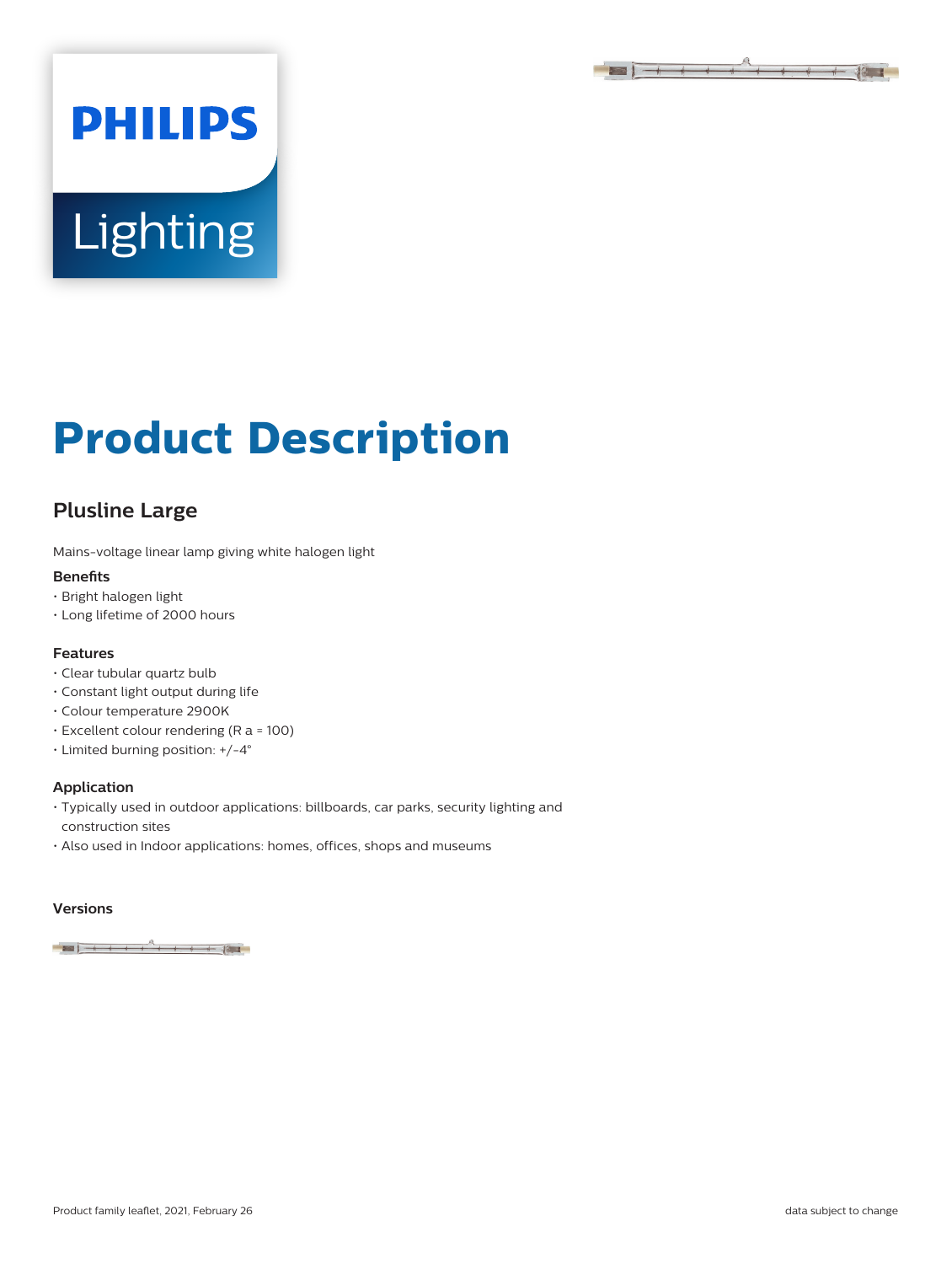# Product Description

## Plusline Large

Mains-voltage linear lamp giving white halogen light

### Benefits

- Bright halogen light
- Long lifetime of 2000 hours

### Features

- Clear tubular quartz bulb
- Constant light output during life
- Colour temperature 2900K
- Excellent colour rendering (R a = 100)
- Limited burning position: +/-4°

### Application

- Typically used in outdoor applications: billboards, car parks, security lighting and construction sites
- Also used in Indoor applications: homes, offices, shops and museums

### Versions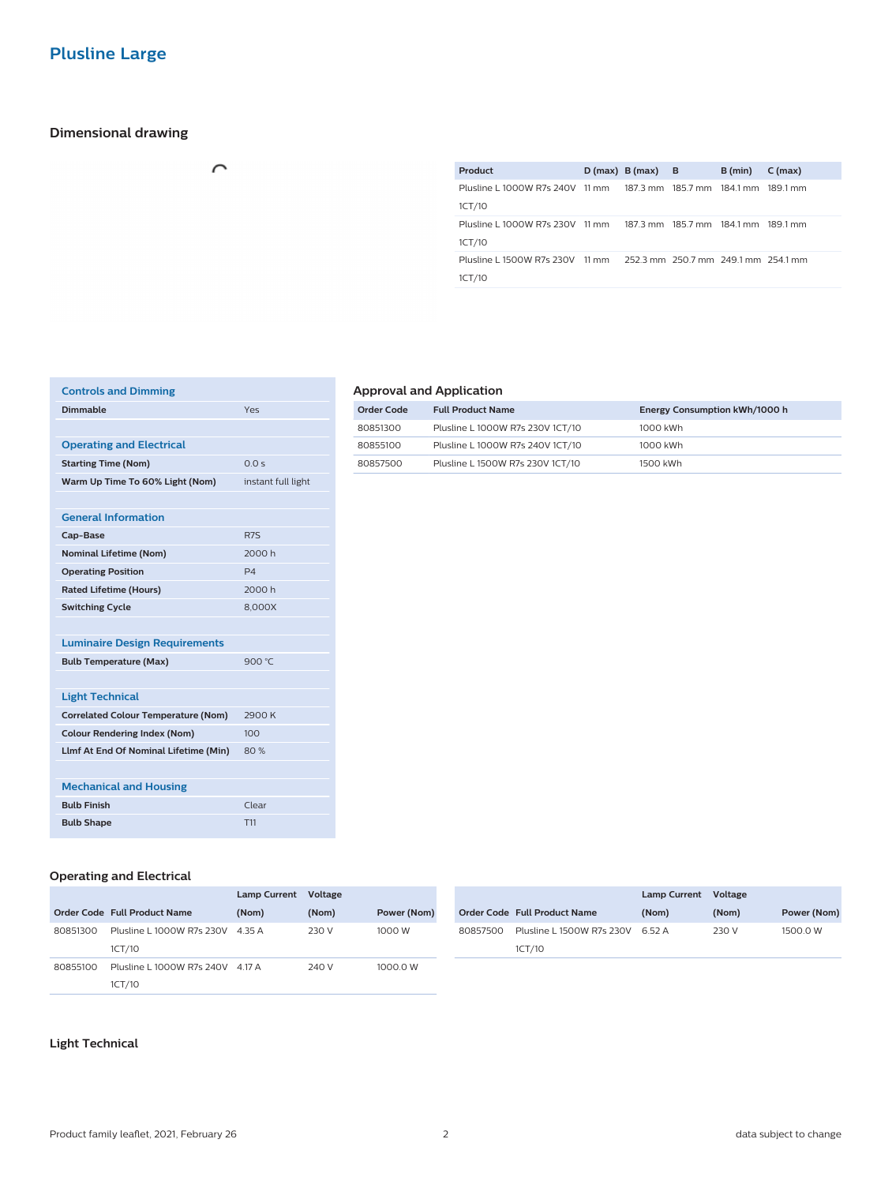# Plusline Large

## Dimensional drawing

| Product | D (max) | B (max) | B | B (min) | C (max) |
|---|---|---|---|---|---|
| Plusline L 1000W R7s 240V 1CT/10 | 11 mm | 187.3 mm | 185.7 mm | 184.1 mm | 189.1 mm |
| Plusline L 1000W R7s 230V 1CT/10 | 11 mm | 187.3 mm | 185.7 mm | 184.1 mm | 189.1 mm |
| Plusline L 1500W R7s 230V 1CT/10 | 11 mm | 252.3 mm | 250.7 mm | 249.1 mm | 254.1 mm |

### Controls and Dimming

| | |
|---|---|
| **Dimmable** | Yes |

### Operating and Electrical

| | |
|---|---|
| **Starting Time (Nom)** | 0.0 s |
| **Warm Up Time To 60% Light (Nom)** | instant full light |

### General Information

| | |
|---|---|
| **Cap-Base** | R7S |
| **Nominal Lifetime (Nom)** | 2000 h |
| **Operating Position** | P4 |
| **Rated Lifetime (Hours)** | 2000 h |
| **Switching Cycle** | 8,000X |

### Luminaire Design Requirements

| | |
|---|---|
| **Bulb Temperature (Max)** | 900 °C |

### Light Technical

| | |
|---|---|
| **Correlated Colour Temperature (Nom)** | 2900 K |
| **Colour Rendering Index (Nom)** | 100 |
| **Llmf At End Of Nominal Lifetime (Min)** | 80 % |

### Mechanical and Housing

| | |
|---|---|
| **Bulb Finish** | Clear |
| **Bulb Shape** | T11 |

## Approval and Application

| Order Code | Full Product Name | Energy Consumption kWh/1000 h |
|---|---|---|
| 80851300 | Plusline L 1000W R7s 230V 1CT/10 | 1000 kWh |
| 80855100 | Plusline L 1000W R7s 240V 1CT/10 | 1000 kWh |
| 80857500 | Plusline L 1500W R7s 230V 1CT/10 | 1500 kWh |

## Operating and Electrical

| Order Code | Full Product Name | Lamp Current (Nom) | Voltage (Nom) | Power (Nom) |
|---|---|---|---|---|
| 80851300 | Plusline L 1000W R7s 230V 1CT/10 | 4.35 A | 230 V | 1000 W |
| 80855100 | Plusline L 1000W R7s 240V 1CT/10 | 4.17 A | 240 V | 1000.0 W |

| Order Code | Full Product Name | Lamp Current (Nom) | Voltage (Nom) | Power (Nom) |
|---|---|---|---|---|
| 80857500 | Plusline L 1500W R7s 230V 1CT/10 | 6.52 A | 230 V | 1500.0 W |

## Light Technical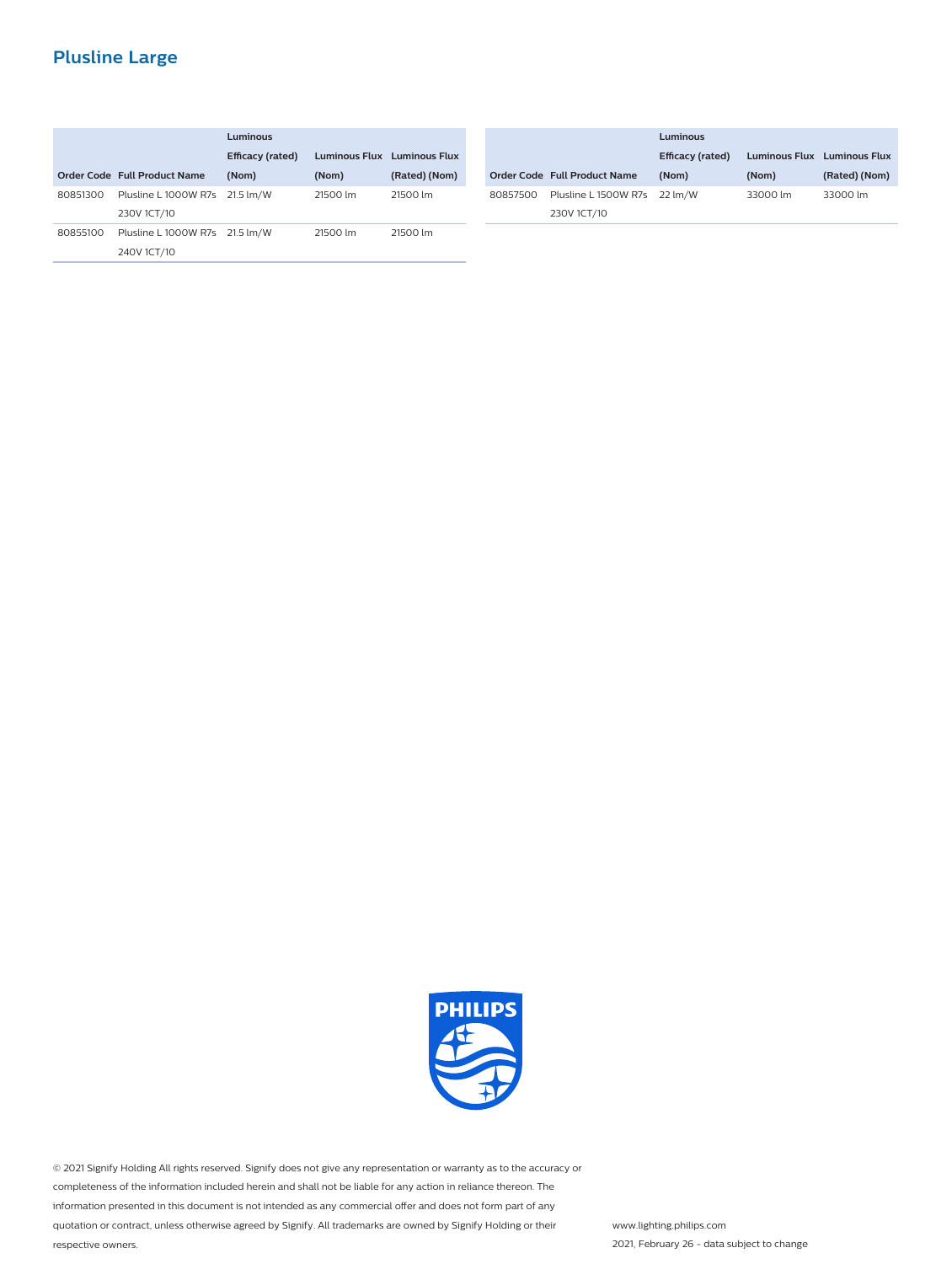## Plusline Large

| Order Code | Full Product Name | Luminous Efficacy (rated) (Nom) | Luminous Flux (Nom) | Luminous Flux (Rated) (Nom) |
|---|---|---|---|---|
| 80851300 | Plusline L 1000W R7s 230V 1CT/10 | 21.5 lm/W | 21500 lm | 21500 lm |
| 80855100 | Plusline L 1000W R7s 240V 1CT/10 | 21.5 lm/W | 21500 lm | 21500 lm |

| Order Code | Full Product Name | Luminous Efficacy (rated) (Nom) | Luminous Flux (Nom) | Luminous Flux (Rated) (Nom) |
|---|---|---|---|---|
| 80857500 | Plusline L 1500W R7s 230V 1CT/10 | 22 lm/W | 33000 lm | 33000 lm |

© 2021 Signify Holding All rights reserved. Signify does not give any representation or warranty as to the accuracy or completeness of the information included herein and shall not be liable for any action in reliance thereon. The information presented in this document is not intended as any commercial offer and does not form part of any quotation or contract, unless otherwise agreed by Signify. All trademarks are owned by Signify Holding or their respective owners.

www.lighting.philips.com

2021, February 26 - data subject to change